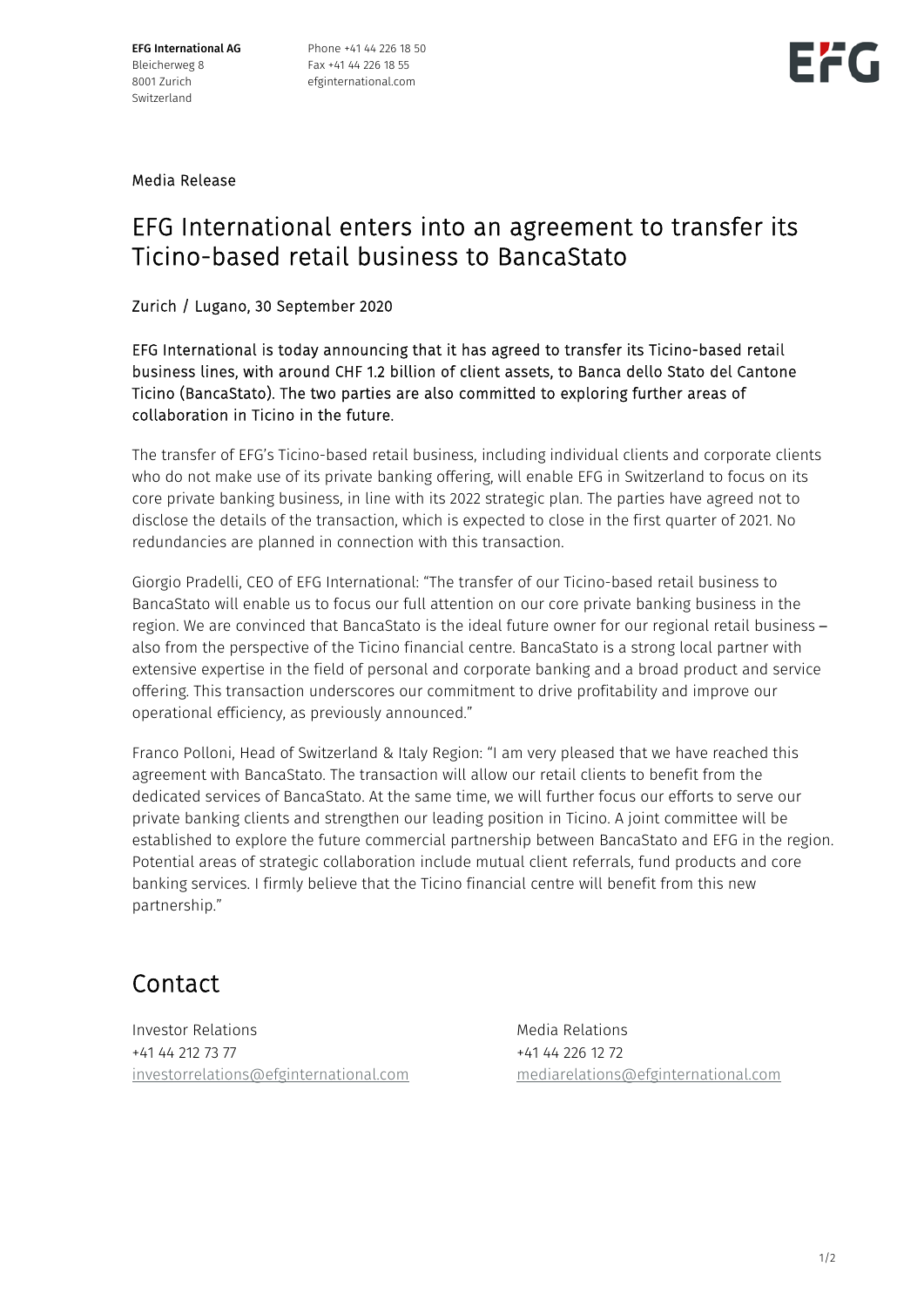**EFG International AG**
Bleicherweg 8
8001 Zurich
Switzerland

Phone +41 44 226 18 50
Fax +41 44 226 18 55
efginternational.com

Media Release

# EFG International enters into an agreement to transfer its Ticino-based retail business to BancaStato

Zurich / Lugano, 30 September 2020

EFG International is today announcing that it has agreed to transfer its Ticino-based retail business lines, with around CHF 1.2 billion of client assets, to Banca dello Stato del Cantone Ticino (BancaStato). The two parties are also committed to exploring further areas of collaboration in Ticino in the future.

The transfer of EFG's Ticino-based retail business, including individual clients and corporate clients who do not make use of its private banking offering, will enable EFG in Switzerland to focus on its core private banking business, in line with its 2022 strategic plan. The parties have agreed not to disclose the details of the transaction, which is expected to close in the first quarter of 2021. No redundancies are planned in connection with this transaction.

Giorgio Pradelli, CEO of EFG International: "The transfer of our Ticino-based retail business to BancaStato will enable us to focus our full attention on our core private banking business in the region. We are convinced that BancaStato is the ideal future owner for our regional retail business – also from the perspective of the Ticino financial centre. BancaStato is a strong local partner with extensive expertise in the field of personal and corporate banking and a broad product and service offering. This transaction underscores our commitment to drive profitability and improve our operational efficiency, as previously announced."

Franco Polloni, Head of Switzerland & Italy Region: "I am very pleased that we have reached this agreement with BancaStato. The transaction will allow our retail clients to benefit from the dedicated services of BancaStato. At the same time, we will further focus our efforts to serve our private banking clients and strengthen our leading position in Ticino. A joint committee will be established to explore the future commercial partnership between BancaStato and EFG in the region. Potential areas of strategic collaboration include mutual client referrals, fund products and core banking services. I firmly believe that the Ticino financial centre will benefit from this new partnership."

## Contact

Investor Relations
+41 44 212 73 77
investorrelations@efginternational.com

Media Relations
+41 44 226 12 72
mediarelations@efginternational.com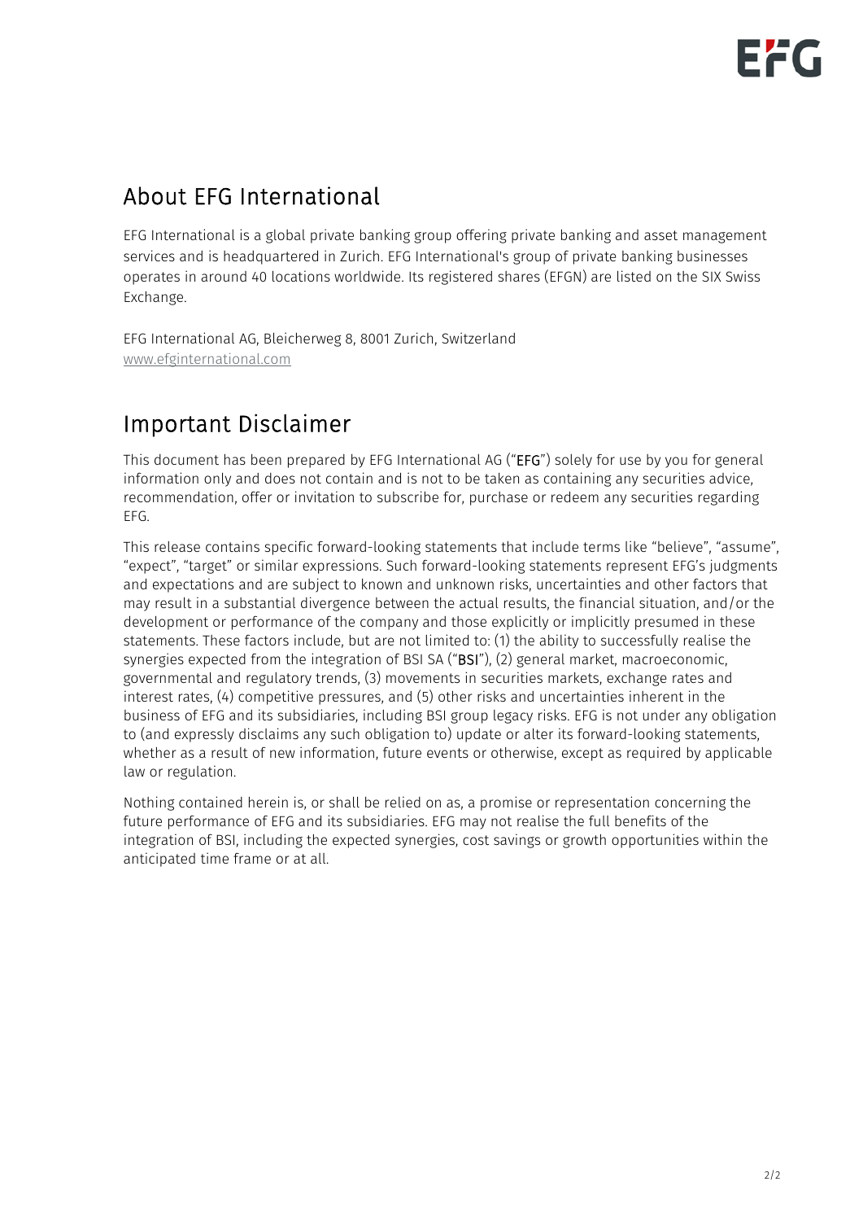## About EFG International

EFG International is a global private banking group offering private banking and asset management services and is headquartered in Zurich. EFG International's group of private banking businesses operates in around 40 locations worldwide. Its registered shares (EFGN) are listed on the SIX Swiss Exchange.

EFG International AG, Bleicherweg 8, 8001 Zurich, Switzerland
www.efginternational.com

## Important Disclaimer

This document has been prepared by EFG International AG ("**EFG**") solely for use by you for general information only and does not contain and is not to be taken as containing any securities advice, recommendation, offer or invitation to subscribe for, purchase or redeem any securities regarding EFG.

This release contains specific forward-looking statements that include terms like "believe", "assume", "expect", "target" or similar expressions. Such forward-looking statements represent EFG's judgments and expectations and are subject to known and unknown risks, uncertainties and other factors that may result in a substantial divergence between the actual results, the financial situation, and/or the development or performance of the company and those explicitly or implicitly presumed in these statements. These factors include, but are not limited to: (1) the ability to successfully realise the synergies expected from the integration of BSI SA ("**BSI**"), (2) general market, macroeconomic, governmental and regulatory trends, (3) movements in securities markets, exchange rates and interest rates, (4) competitive pressures, and (5) other risks and uncertainties inherent in the business of EFG and its subsidiaries, including BSI group legacy risks. EFG is not under any obligation to (and expressly disclaims any such obligation to) update or alter its forward-looking statements, whether as a result of new information, future events or otherwise, except as required by applicable law or regulation.

Nothing contained herein is, or shall be relied on as, a promise or representation concerning the future performance of EFG and its subsidiaries. EFG may not realise the full benefits of the integration of BSI, including the expected synergies, cost savings or growth opportunities within the anticipated time frame or at all.